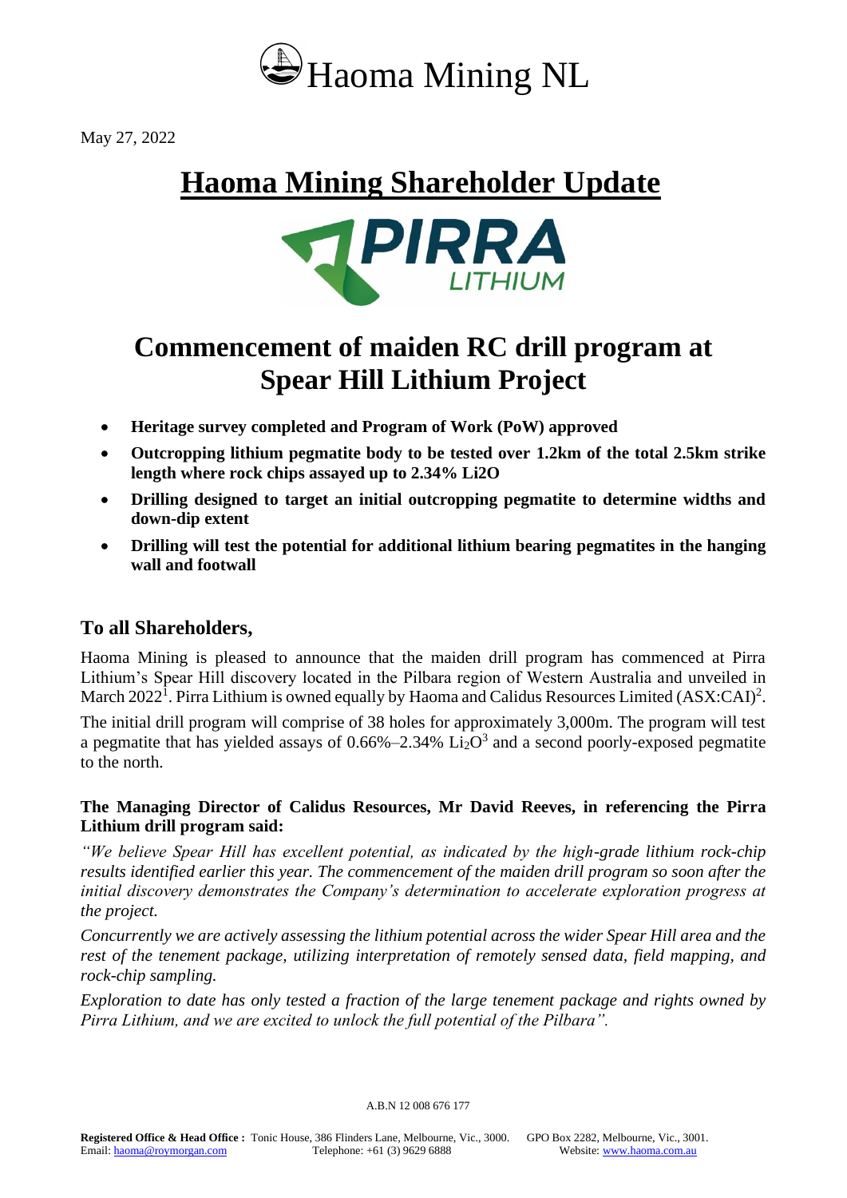# Haoma Mining NL

May 27, 2022

# Haoma Mining Shareholder Update

PIRRA LITHIUM

# Commencement of maiden RC drill program at Spear Hill Lithium Project

- **Heritage survey completed and Program of Work (PoW) approved**
- **Outcropping lithium pegmatite body to be tested over 1.2km of the total 2.5km strike length where rock chips assayed up to 2.34% Li2O**
- **Drilling designed to target an initial outcropping pegmatite to determine widths and down-dip extent**
- **Drilling will test the potential for additional lithium bearing pegmatites in the hanging wall and footwall**

## To all Shareholders,

Haoma Mining is pleased to announce that the maiden drill program has commenced at Pirra Lithium's Spear Hill discovery located in the Pilbara region of Western Australia and unveiled in March 2022[1]. Pirra Lithium is owned equally by Haoma and Calidus Resources Limited (ASX:CAI)[2].

The initial drill program will comprise of 38 holes for approximately 3,000m. The program will test a pegmatite that has yielded assays of 0.66%–2.34% $Li_2O$[3] and a second poorly-exposed pegmatite to the north.

**The Managing Director of Calidus Resources, Mr David Reeves, in referencing the Pirra Lithium drill program said:**

*"We believe Spear Hill has excellent potential, as indicated by the high-grade lithium rock-chip results identified earlier this year. The commencement of the maiden drill program so soon after the initial discovery demonstrates the Company's determination to accelerate exploration progress at the project.*

*Concurrently we are actively assessing the lithium potential across the wider Spear Hill area and the rest of the tenement package, utilizing interpretation of remotely sensed data, field mapping, and rock-chip sampling.*

*Exploration to date has only tested a fraction of the large tenement package and rights owned by Pirra Lithium, and we are excited to unlock the full potential of the Pilbara".*

A.B.N 12 008 676 177

**Registered Office & Head Office :** Tonic House, 386 Flinders Lane, Melbourne, Vic., 3000. GPO Box 2282, Melbourne, Vic., 3001.
Email: haoma@roymorgan.com Telephone: +61 (3) 9629 6888 Website: www.haoma.com.au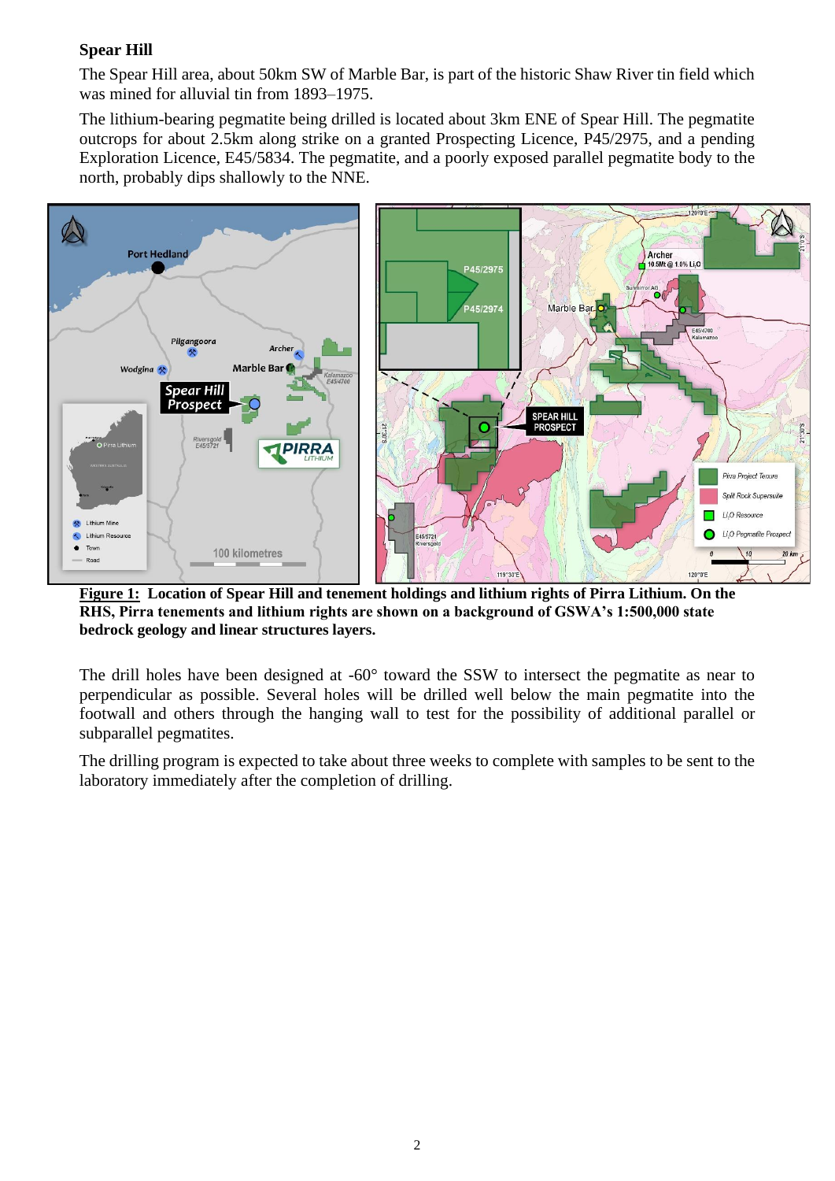**Spear Hill**

The Spear Hill area, about 50km SW of Marble Bar, is part of the historic Shaw River tin field which was mined for alluvial tin from 1893–1975.

The lithium-bearing pegmatite being drilled is located about 3km ENE of Spear Hill. The pegmatite outcrops for about 2.5km along strike on a granted Prospecting Licence, P45/2975, and a pending Exploration Licence, E45/5834. The pegmatite, and a poorly exposed parallel pegmatite body to the north, probably dips shallowly to the NNE.

**Figure 1:** **Location of Spear Hill and tenement holdings and lithium rights of Pirra Lithium. On the RHS, Pirra tenements and lithium rights are shown on a background of GSWA's 1:500,000 state bedrock geology and linear structures layers.**

The drill holes have been designed at -60° toward the SSW to intersect the pegmatite as near to perpendicular as possible. Several holes will be drilled well below the main pegmatite into the footwall and others through the hanging wall to test for the possibility of additional parallel or subparallel pegmatites.

The drilling program is expected to take about three weeks to complete with samples to be sent to the laboratory immediately after the completion of drilling.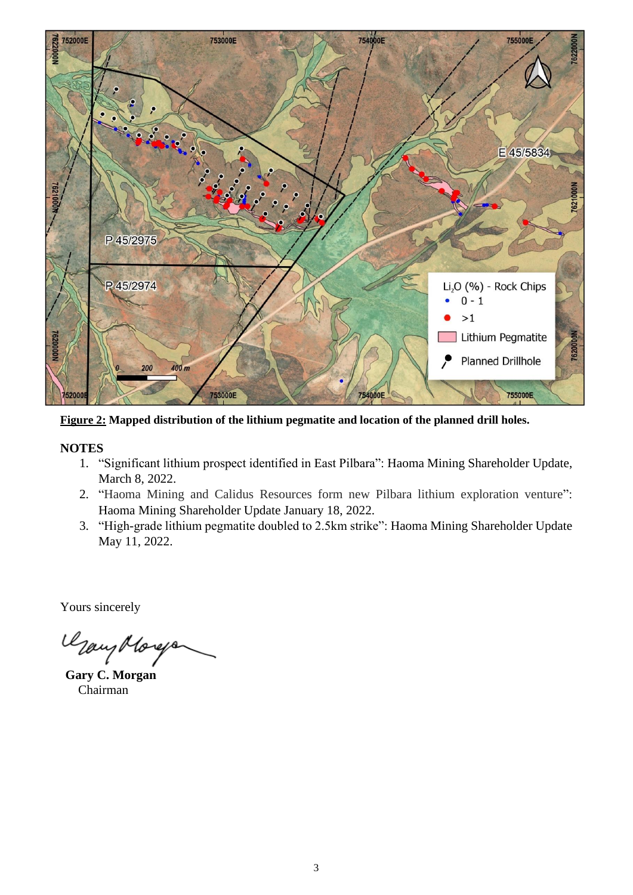**Figure 2:** **Mapped distribution of the lithium pegmatite and location of the planned drill holes.**

## NOTES

1. "Significant lithium prospect identified in East Pilbara": Haoma Mining Shareholder Update, March 8, 2022.
2. "Haoma Mining and Calidus Resources form new Pilbara lithium exploration venture": Haoma Mining Shareholder Update January 18, 2022.
3. "High-grade lithium pegmatite doubled to 2.5km strike": Haoma Mining Shareholder Update May 11, 2022.

Yours sincerely

**Gary C. Morgan**
Chairman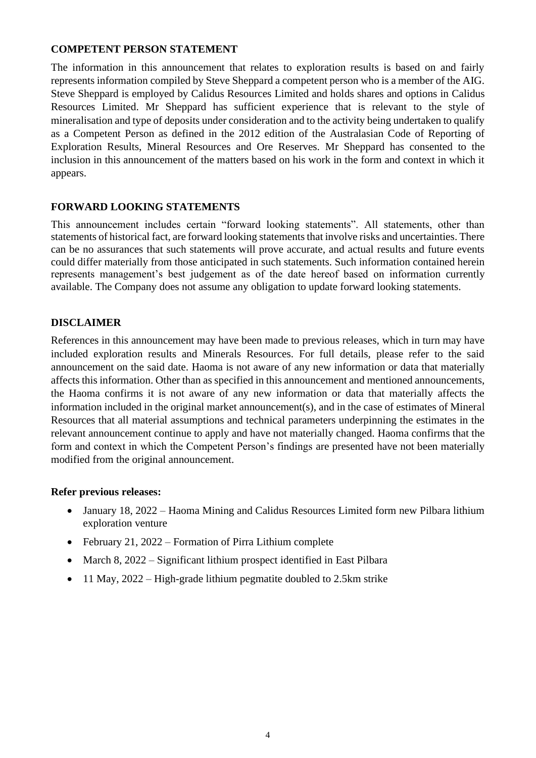## COMPETENT PERSON STATEMENT

The information in this announcement that relates to exploration results is based on and fairly represents information compiled by Steve Sheppard a competent person who is a member of the AIG. Steve Sheppard is employed by Calidus Resources Limited and holds shares and options in Calidus Resources Limited. Mr Sheppard has sufficient experience that is relevant to the style of mineralisation and type of deposits under consideration and to the activity being undertaken to qualify as a Competent Person as defined in the 2012 edition of the Australasian Code of Reporting of Exploration Results, Mineral Resources and Ore Reserves. Mr Sheppard has consented to the inclusion in this announcement of the matters based on his work in the form and context in which it appears.

## FORWARD LOOKING STATEMENTS

This announcement includes certain "forward looking statements". All statements, other than statements of historical fact, are forward looking statements that involve risks and uncertainties. There can be no assurances that such statements will prove accurate, and actual results and future events could differ materially from those anticipated in such statements. Such information contained herein represents management's best judgement as of the date hereof based on information currently available. The Company does not assume any obligation to update forward looking statements.

## DISCLAIMER

References in this announcement may have been made to previous releases, which in turn may have included exploration results and Minerals Resources. For full details, please refer to the said announcement on the said date. Haoma is not aware of any new information or data that materially affects this information. Other than as specified in this announcement and mentioned announcements, the Haoma confirms it is not aware of any new information or data that materially affects the information included in the original market announcement(s), and in the case of estimates of Mineral Resources that all material assumptions and technical parameters underpinning the estimates in the relevant announcement continue to apply and have not materially changed. Haoma confirms that the form and context in which the Competent Person's findings are presented have not been materially modified from the original announcement.

**Refer previous releases:**

- January 18, 2022 – Haoma Mining and Calidus Resources Limited form new Pilbara lithium exploration venture
- February 21, 2022 – Formation of Pirra Lithium complete
- March 8, 2022 – Significant lithium prospect identified in East Pilbara
- 11 May, 2022 – High-grade lithium pegmatite doubled to 2.5km strike